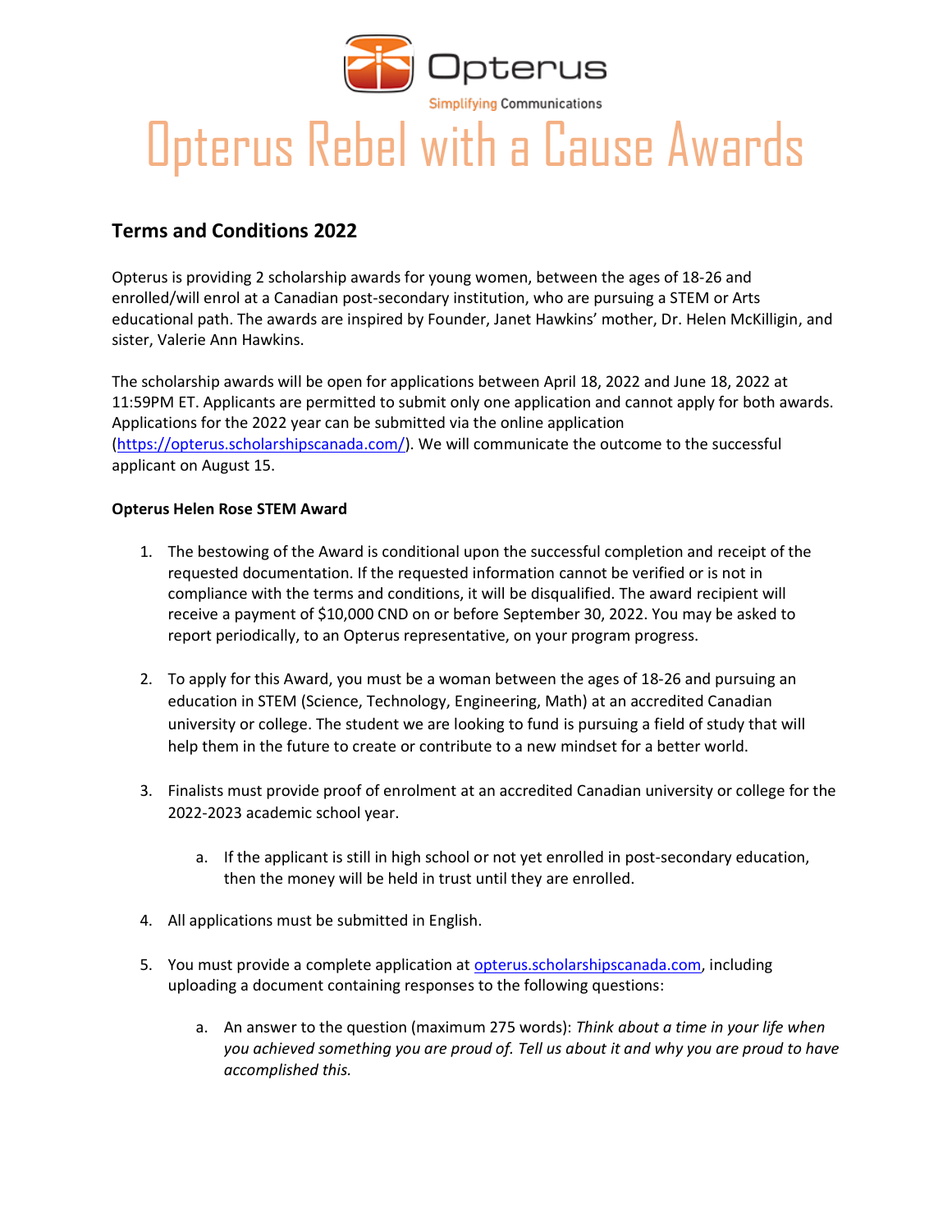Opterus

Simplifying Communications

# Opterus Rebel with a Cause Awards

## Terms and Conditions 2022

Opterus is providing 2 scholarship awards for young women, between the ages of 18-26 and enrolled/will enrol at a Canadian post-secondary institution, who are pursuing a STEM or Arts educational path. The awards are inspired by Founder, Janet Hawkins' mother, Dr. Helen McKilligin, and sister, Valerie Ann Hawkins.

The scholarship awards will be open for applications between April 18, 2022 and June 18, 2022 at 11:59PM ET. Applicants are permitted to submit only one application and cannot apply for both awards. Applications for the 2022 year can be submitted via the online application ([https://opterus.scholarshipscanada.com/](https://opterus.scholarshipscanada.com/)). We will communicate the outcome to the successful applicant on August 15.

**Opterus Helen Rose STEM Award**

1. The bestowing of the Award is conditional upon the successful completion and receipt of the requested documentation. If the requested information cannot be verified or is not in compliance with the terms and conditions, it will be disqualified. The award recipient will receive a payment of $10,000 CND on or before September 30, 2022. You may be asked to report periodically, to an Opterus representative, on your program progress.

2. To apply for this Award, you must be a woman between the ages of 18-26 and pursuing an education in STEM (Science, Technology, Engineering, Math) at an accredited Canadian university or college. The student we are looking to fund is pursuing a field of study that will help them in the future to create or contribute to a new mindset for a better world.

3. Finalists must provide proof of enrolment at an accredited Canadian university or college for the 2022-2023 academic school year.

   a. If the applicant is still in high school or not yet enrolled in post-secondary education, then the money will be held in trust until they are enrolled.

4. All applications must be submitted in English.

5. You must provide a complete application at [opterus.scholarshipscanada.com](https://opterus.scholarshipscanada.com), including uploading a document containing responses to the following questions:

   a. An answer to the question (maximum 275 words): *Think about a time in your life when you achieved something you are proud of. Tell us about it and why you are proud to have accomplished this.*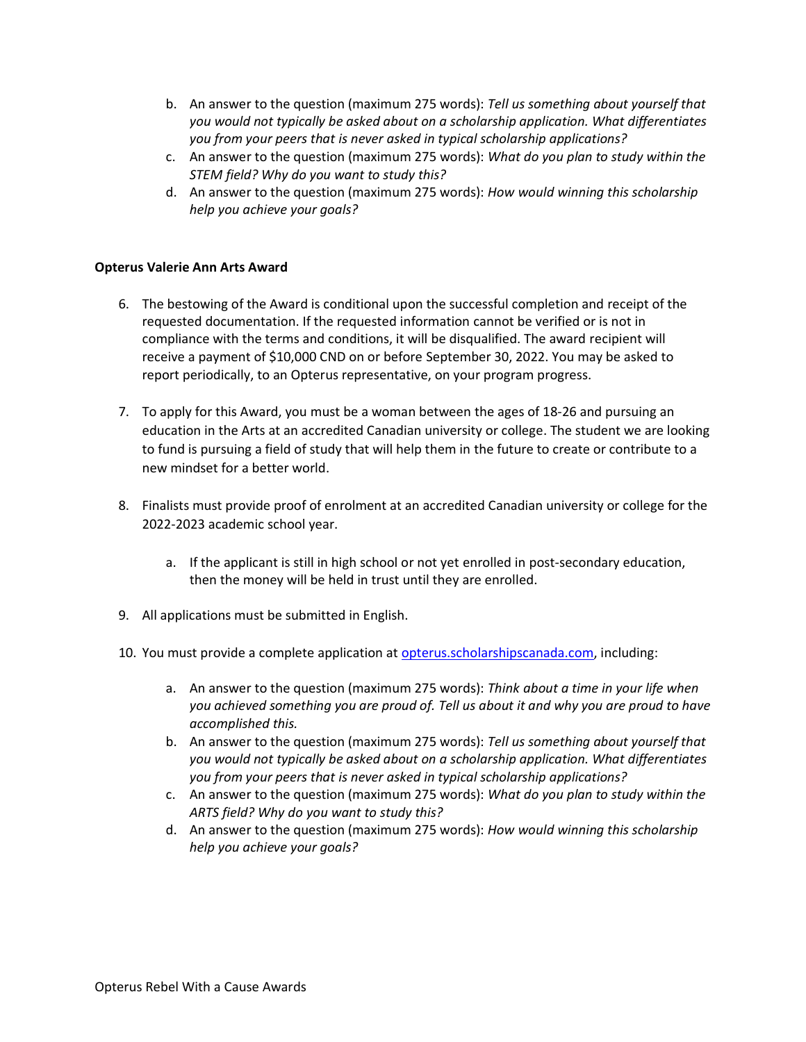b. An answer to the question (maximum 275 words): *Tell us something about yourself that you would not typically be asked about on a scholarship application. What differentiates you from your peers that is never asked in typical scholarship applications?*

c. An answer to the question (maximum 275 words): *What do you plan to study within the STEM field? Why do you want to study this?*

d. An answer to the question (maximum 275 words): *How would winning this scholarship help you achieve your goals?*

**Opterus Valerie Ann Arts Award**

6. The bestowing of the Award is conditional upon the successful completion and receipt of the requested documentation. If the requested information cannot be verified or is not in compliance with the terms and conditions, it will be disqualified. The award recipient will receive a payment of $10,000 CND on or before September 30, 2022. You may be asked to report periodically, to an Opterus representative, on your program progress.

7. To apply for this Award, you must be a woman between the ages of 18-26 and pursuing an education in the Arts at an accredited Canadian university or college. The student we are looking to fund is pursuing a field of study that will help them in the future to create or contribute to a new mindset for a better world.

8. Finalists must provide proof of enrolment at an accredited Canadian university or college for the 2022-2023 academic school year.

    a. If the applicant is still in high school or not yet enrolled in post-secondary education, then the money will be held in trust until they are enrolled.

9. All applications must be submitted in English.

10. You must provide a complete application at [opterus.scholarshipscanada.com](opterus.scholarshipscanada.com), including:

    a. An answer to the question (maximum 275 words): *Think about a time in your life when you achieved something you are proud of. Tell us about it and why you are proud to have accomplished this.*

    b. An answer to the question (maximum 275 words): *Tell us something about yourself that you would not typically be asked about on a scholarship application. What differentiates you from your peers that is never asked in typical scholarship applications?*

    c. An answer to the question (maximum 275 words): *What do you plan to study within the ARTS field? Why do you want to study this?*

    d. An answer to the question (maximum 275 words): *How would winning this scholarship help you achieve your goals?*